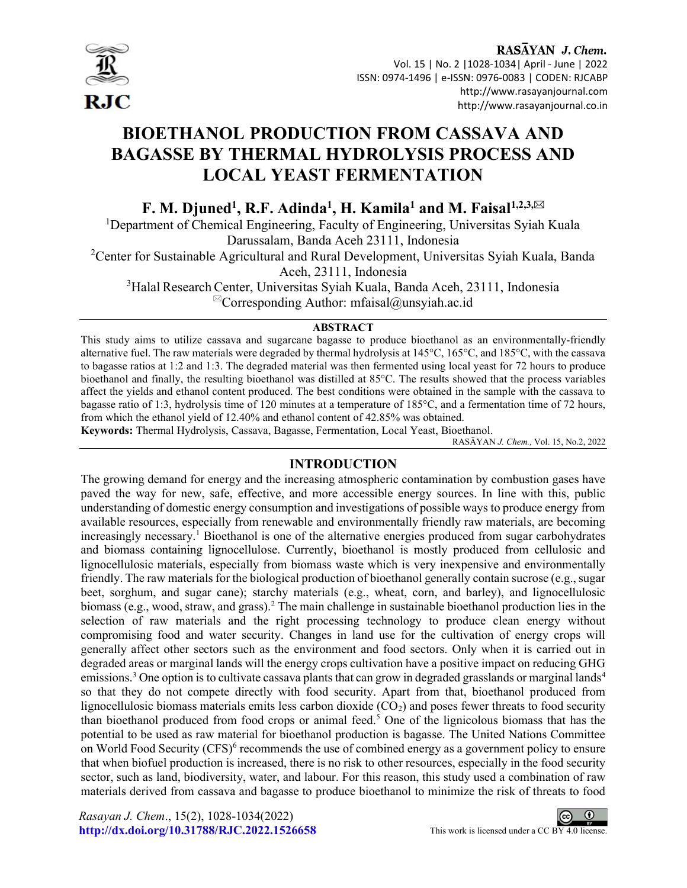# BIOETHANOL PRODUCTION FROM CASSAVA AND BAGASSE BY THERMAL HYDROLYSIS PROCESS AND LOCAL YEAST FERMENTATION

**F. M. Djuned[1], R.F. Adinda[1], H. Kamila[1] and M. Faisal[1,2,3,✉]**

[1]Department of Chemical Engineering, Faculty of Engineering, Universitas Syiah Kuala Darussalam, Banda Aceh 23111, Indonesia

[2]Center for Sustainable Agricultural and Rural Development, Universitas Syiah Kuala, Banda Aceh, 23111, Indonesia

[3]Halal Research Center, Universitas Syiah Kuala, Banda Aceh, 23111, Indonesia

✉Corresponding Author: mfaisal@unsyiah.ac.id

## ABSTRACT

This study aims to utilize cassava and sugarcane bagasse to produce bioethanol as an environmentally-friendly alternative fuel. The raw materials were degraded by thermal hydrolysis at 145°C, 165°C, and 185°C, with the cassava to bagasse ratios at 1:2 and 1:3. The degraded material was then fermented using local yeast for 72 hours to produce bioethanol and finally, the resulting bioethanol was distilled at 85°C. The results showed that the process variables affect the yields and ethanol content produced. The best conditions were obtained in the sample with the cassava to bagasse ratio of 1:3, hydrolysis time of 120 minutes at a temperature of 185°C, and a fermentation time of 72 hours, from which the ethanol yield of 12.40% and ethanol content of 42.85% was obtained.

**Keywords:** Thermal Hydrolysis, Cassava, Bagasse, Fermentation, Local Yeast, Bioethanol.

RASĀYAN *J. Chem.*, Vol. 15, No.2, 2022

## INTRODUCTION

The growing demand for energy and the increasing atmospheric contamination by combustion gases have paved the way for new, safe, effective, and more accessible energy sources. In line with this, public understanding of domestic energy consumption and investigations of possible ways to produce energy from available resources, especially from renewable and environmentally friendly raw materials, are becoming increasingly necessary.[1] Bioethanol is one of the alternative energies produced from sugar carbohydrates and biomass containing lignocellulose. Currently, bioethanol is mostly produced from cellulosic and lignocellulosic materials, especially from biomass waste which is very inexpensive and environmentally friendly. The raw materials for the biological production of bioethanol generally contain sucrose (e.g., sugar beet, sorghum, and sugar cane); starchy materials (e.g., wheat, corn, and barley), and lignocellulosic biomass (e.g., wood, straw, and grass).[2] The main challenge in sustainable bioethanol production lies in the selection of raw materials and the right processing technology to produce clean energy without compromising food and water security. Changes in land use for the cultivation of energy crops will generally affect other sectors such as the environment and food sectors. Only when it is carried out in degraded areas or marginal lands will the energy crops cultivation have a positive impact on reducing GHG emissions.[3] One option is to cultivate cassava plants that can grow in degraded grasslands or marginal lands[4] so that they do not compete directly with food security. Apart from that, bioethanol produced from lignocellulosic biomass materials emits less carbon dioxide ($CO_2$) and poses fewer threats to food security than bioethanol produced from food crops or animal feed.[5] One of the lignicolous biomass that has the potential to be used as raw material for bioethanol production is bagasse. The United Nations Committee on World Food Security (CFS)[6] recommends the use of combined energy as a government policy to ensure that when biofuel production is increased, there is no risk to other resources, especially in the food security sector, such as land, biodiversity, water, and labour. For this reason, this study used a combination of raw materials derived from cassava and bagasse to produce bioethanol to minimize the risk of threats to food

*Rasayan J. Chem.*, 15(2), 1028-1034(2022)
http://dx.doi.org/10.31788/RJC.2022.1526658

This work is licensed under a CC BY 4.0 license.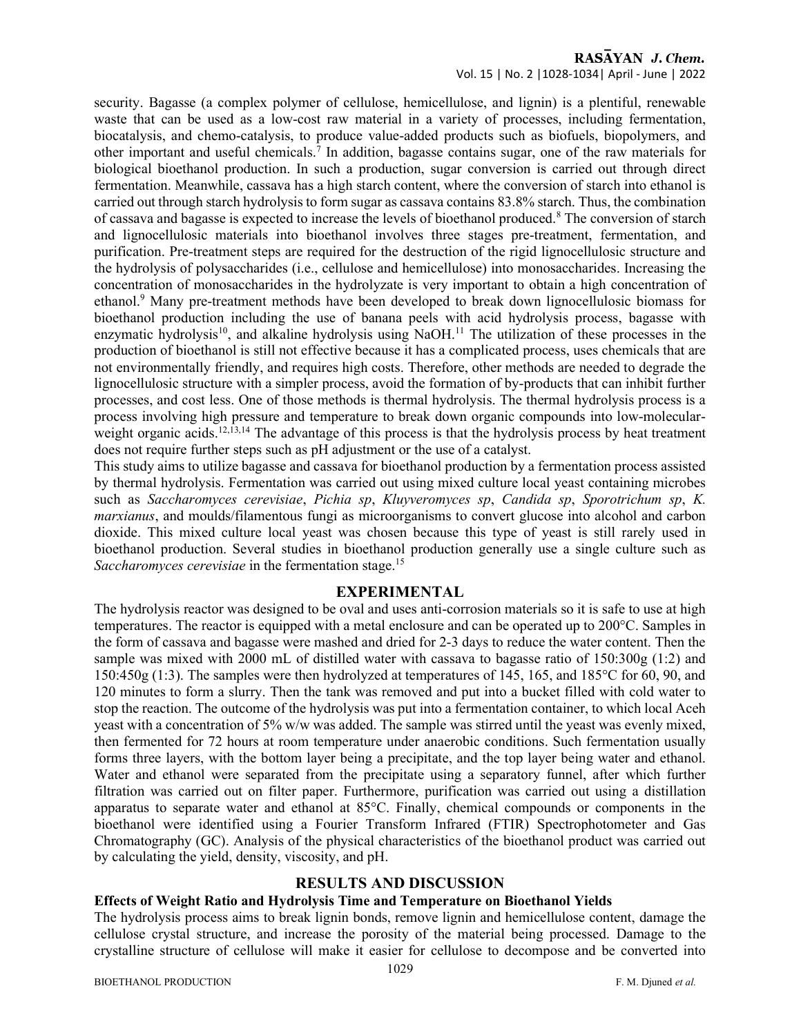security. Bagasse (a complex polymer of cellulose, hemicellulose, and lignin) is a plentiful, renewable waste that can be used as a low-cost raw material in a variety of processes, including fermentation, biocatalysis, and chemo-catalysis, to produce value-added products such as biofuels, biopolymers, and other important and useful chemicals.[7] In addition, bagasse contains sugar, one of the raw materials for biological bioethanol production. In such a production, sugar conversion is carried out through direct fermentation. Meanwhile, cassava has a high starch content, where the conversion of starch into ethanol is carried out through starch hydrolysis to form sugar as cassava contains 83.8% starch. Thus, the combination of cassava and bagasse is expected to increase the levels of bioethanol produced.[8] The conversion of starch and lignocellulosic materials into bioethanol involves three stages pre-treatment, fermentation, and purification. Pre-treatment steps are required for the destruction of the rigid lignocellulosic structure and the hydrolysis of polysaccharides (i.e., cellulose and hemicellulose) into monosaccharides. Increasing the concentration of monosaccharides in the hydrolyzate is very important to obtain a high concentration of ethanol.[9] Many pre-treatment methods have been developed to break down lignocellulosic biomass for bioethanol production including the use of banana peels with acid hydrolysis process, bagasse with enzymatic hydrolysis[10], and alkaline hydrolysis using NaOH.[11] The utilization of these processes in the production of bioethanol is still not effective because it has a complicated process, uses chemicals that are not environmentally friendly, and requires high costs. Therefore, other methods are needed to degrade the lignocellulosic structure with a simpler process, avoid the formation of by-products that can inhibit further processes, and cost less. One of those methods is thermal hydrolysis. The thermal hydrolysis process is a process involving high pressure and temperature to break down organic compounds into low-molecular-weight organic acids.[12,13,14] The advantage of this process is that the hydrolysis process by heat treatment does not require further steps such as pH adjustment or the use of a catalyst.

This study aims to utilize bagasse and cassava for bioethanol production by a fermentation process assisted by thermal hydrolysis. Fermentation was carried out using mixed culture local yeast containing microbes such as *Saccharomyces cerevisiae*, *Pichia sp*, *Kluyveromyces sp*, *Candida sp*, *Sporotrichum sp*, *K. marxianus*, and moulds/filamentous fungi as microorganisms to convert glucose into alcohol and carbon dioxide. This mixed culture local yeast was chosen because this type of yeast is still rarely used in bioethanol production. Several studies in bioethanol production generally use a single culture such as *Saccharomyces cerevisiae* in the fermentation stage.[15]

## EXPERIMENTAL

The hydrolysis reactor was designed to be oval and uses anti-corrosion materials so it is safe to use at high temperatures. The reactor is equipped with a metal enclosure and can be operated up to 200°C. Samples in the form of cassava and bagasse were mashed and dried for 2-3 days to reduce the water content. Then the sample was mixed with 2000 mL of distilled water with cassava to bagasse ratio of 150:300g (1:2) and 150:450g (1:3). The samples were then hydrolyzed at temperatures of 145, 165, and 185°C for 60, 90, and 120 minutes to form a slurry. Then the tank was removed and put into a bucket filled with cold water to stop the reaction. The outcome of the hydrolysis was put into a fermentation container, to which local Aceh yeast with a concentration of 5% w/w was added. The sample was stirred until the yeast was evenly mixed, then fermented for 72 hours at room temperature under anaerobic conditions. Such fermentation usually forms three layers, with the bottom layer being a precipitate, and the top layer being water and ethanol. Water and ethanol were separated from the precipitate using a separatory funnel, after which further filtration was carried out on filter paper. Furthermore, purification was carried out using a distillation apparatus to separate water and ethanol at 85°C. Finally, chemical compounds or components in the bioethanol were identified using a Fourier Transform Infrared (FTIR) Spectrophotometer and Gas Chromatography (GC). Analysis of the physical characteristics of the bioethanol product was carried out by calculating the yield, density, viscosity, and pH.

## RESULTS AND DISCUSSION

### Effects of Weight Ratio and Hydrolysis Time and Temperature on Bioethanol Yields

The hydrolysis process aims to break lignin bonds, remove lignin and hemicellulose content, damage the cellulose crystal structure, and increase the porosity of the material being processed. Damage to the crystalline structure of cellulose will make it easier for cellulose to decompose and be converted into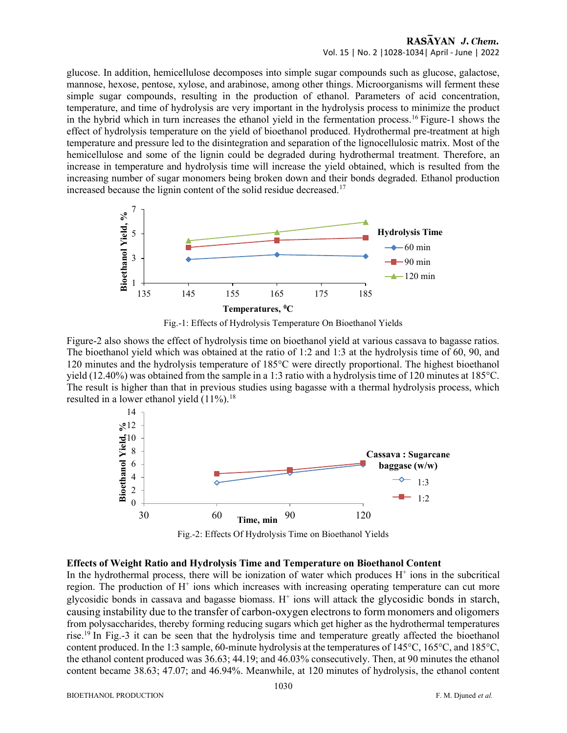glucose. In addition, hemicellulose decomposes into simple sugar compounds such as glucose, galactose, mannose, hexose, pentose, xylose, and arabinose, among other things. Microorganisms will ferment these simple sugar compounds, resulting in the production of ethanol. Parameters of acid concentration, temperature, and time of hydrolysis are very important in the hydrolysis process to minimize the product in the hybrid which in turn increases the ethanol yield in the fermentation process.[16] Figure-1 shows the effect of hydrolysis temperature on the yield of bioethanol produced. Hydrothermal pre-treatment at high temperature and pressure led to the disintegration and separation of the lignocellulosic matrix. Most of the hemicellulose and some of the lignin could be degraded during hydrothermal treatment. Therefore, an increase in temperature and hydrolysis time will increase the yield obtained, which is resulted from the increasing number of sugar monomers being broken down and their bonds degraded. Ethanol production increased because the lignin content of the solid residue decreased.[17]

Fig.-1: Effects of Hydrolysis Temperature On Bioethanol Yields

Figure-2 also shows the effect of hydrolysis time on bioethanol yield at various cassava to bagasse ratios. The bioethanol yield which was obtained at the ratio of 1:2 and 1:3 at the hydrolysis time of 60, 90, and 120 minutes and the hydrolysis temperature of 185°C were directly proportional. The highest bioethanol yield (12.40%) was obtained from the sample in a 1:3 ratio with a hydrolysis time of 120 minutes at 185°C. The result is higher than that in previous studies using bagasse with a thermal hydrolysis process, which resulted in a lower ethanol yield (11%).[18]

Fig.-2: Effects Of Hydrolysis Time on Bioethanol Yields

### Effects of Weight Ratio and Hydrolysis Time and Temperature on Bioethanol Content

In the hydrothermal process, there will be ionization of water which produces $H^+$ ions in the subcritical region. The production of $H^+$ ions which increases with increasing operating temperature can cut more glycosidic bonds in cassava and bagasse biomass. $H^+$ ions will attack the glycosidic bonds in starch, causing instability due to the transfer of carbon-oxygen electrons to form monomers and oligomers from polysaccharides, thereby forming reducing sugars which get higher as the hydrothermal temperatures rise.[19] In Fig.-3 it can be seen that the hydrolysis time and temperature greatly affected the bioethanol content produced. In the 1:3 sample, 60-minute hydrolysis at the temperatures of 145°C, 165°C, and 185°C, the ethanol content produced was 36.63; 44.19; and 46.03% consecutively. Then, at 90 minutes the ethanol content became 38.63; 47.07; and 46.94%. Meanwhile, at 120 minutes of hydrolysis, the ethanol content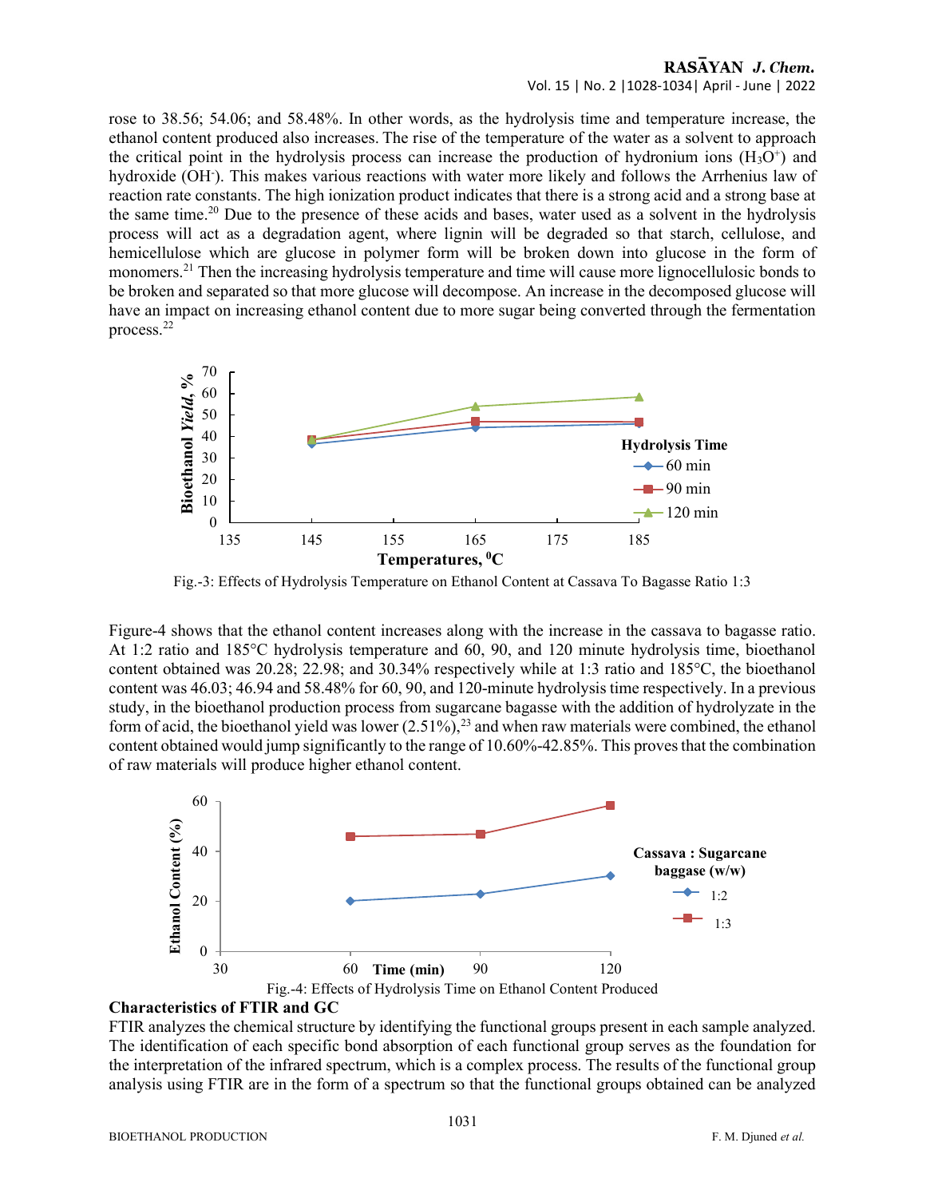rose to 38.56; 54.06; and 58.48%. In other words, as the hydrolysis time and temperature increase, the ethanol content produced also increases. The rise of the temperature of the water as a solvent to approach the critical point in the hydrolysis process can increase the production of hydronium ions ($H_3O^+$) and hydroxide ($OH^-$). This makes various reactions with water more likely and follows the Arrhenius law of reaction rate constants. The high ionization product indicates that there is a strong acid and a strong base at the same time.[20] Due to the presence of these acids and bases, water used as a solvent in the hydrolysis process will act as a degradation agent, where lignin will be degraded so that starch, cellulose, and hemicellulose which are glucose in polymer form will be broken down into glucose in the form of monomers.[21] Then the increasing hydrolysis temperature and time will cause more lignocellulosic bonds to be broken and separated so that more glucose will decompose. An increase in the decomposed glucose will have an impact on increasing ethanol content due to more sugar being converted through the fermentation process.[22]

Fig.-3: Effects of Hydrolysis Temperature on Ethanol Content at Cassava To Bagasse Ratio 1:3

Figure-4 shows that the ethanol content increases along with the increase in the cassava to bagasse ratio. At 1:2 ratio and 185°C hydrolysis temperature and 60, 90, and 120 minute hydrolysis time, bioethanol content obtained was 20.28; 22.98; and 30.34% respectively while at 1:3 ratio and 185°C, the bioethanol content was 46.03; 46.94 and 58.48% for 60, 90, and 120-minute hydrolysis time respectively. In a previous study, in the bioethanol production process from sugarcane bagasse with the addition of hydrolyzate in the form of acid, the bioethanol yield was lower (2.51%),[23] and when raw materials were combined, the ethanol content obtained would jump significantly to the range of 10.60%-42.85%. This proves that the combination of raw materials will produce higher ethanol content.

Fig.-4: Effects of Hydrolysis Time on Ethanol Content Produced

### Characteristics of FTIR and GC

FTIR analyzes the chemical structure by identifying the functional groups present in each sample analyzed. The identification of each specific bond absorption of each functional group serves as the foundation for the interpretation of the infrared spectrum, which is a complex process. The results of the functional group analysis using FTIR are in the form of a spectrum so that the functional groups obtained can be analyzed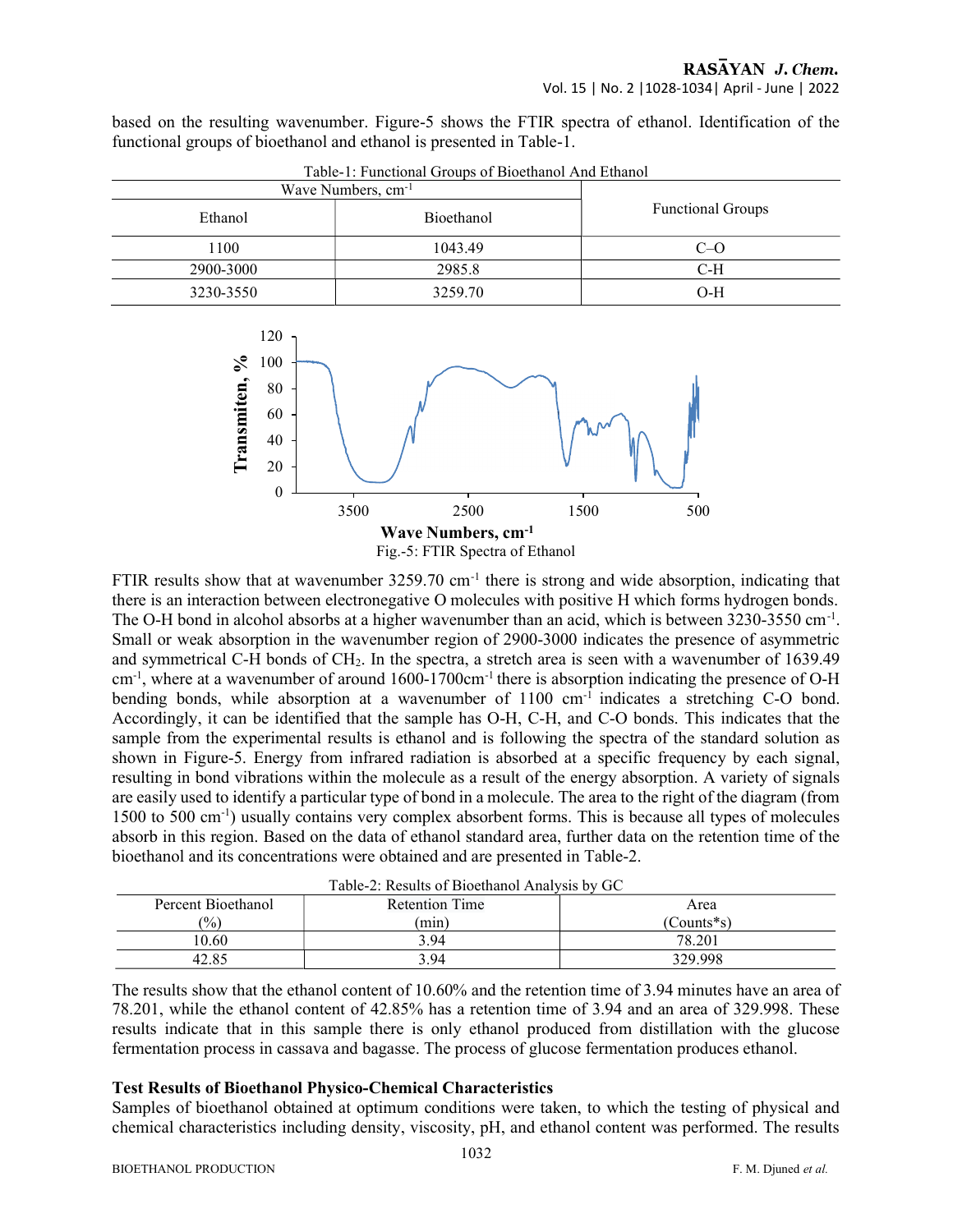based on the resulting wavenumber. Figure-5 shows the FTIR spectra of ethanol. Identification of the functional groups of bioethanol and ethanol is presented in Table-1.

Table-1: Functional Groups of Bioethanol And Ethanol

| Wave Numbers, cm$^{-1}$ | | Functional Groups |
|---|---|---|
| Ethanol | Bioethanol | |
| 1100 | 1043.49 | C–O |
| 2900-3000 | 2985.8 | C-H |
| 3230-3550 | 3259.70 | O-H |

Fig.-5: FTIR Spectra of Ethanol

FTIR results show that at wavenumber 3259.70 cm$^{-1}$ there is strong and wide absorption, indicating that there is an interaction between electronegative O molecules with positive H which forms hydrogen bonds. The O-H bond in alcohol absorbs at a higher wavenumber than an acid, which is between 3230-3550 cm$^{-1}$. Small or weak absorption in the wavenumber region of 2900-3000 indicates the presence of asymmetric and symmetrical C-H bonds of $CH_2$. In the spectra, a stretch area is seen with a wavenumber of 1639.49 cm$^{-1}$, where at a wavenumber of around 1600-1700cm$^{-1}$ there is absorption indicating the presence of O-H bending bonds, while absorption at a wavenumber of 1100 cm$^{-1}$ indicates a stretching C-O bond. Accordingly, it can be identified that the sample has O-H, C-H, and C-O bonds. This indicates that the sample from the experimental results is ethanol and is following the spectra of the standard solution as shown in Figure-5. Energy from infrared radiation is absorbed at a specific frequency by each signal, resulting in bond vibrations within the molecule as a result of the energy absorption. A variety of signals are easily used to identify a particular type of bond in a molecule. The area to the right of the diagram (from 1500 to 500 cm$^{-1}$) usually contains very complex absorbent forms. This is because all types of molecules absorb in this region. Based on the data of ethanol standard area, further data on the retention time of the bioethanol and its concentrations were obtained and are presented in Table-2.

Table-2: Results of Bioethanol Analysis by GC

| Percent Bioethanol (%) | Retention Time (min) | Area (Counts*s) |
|---|---|---|
| 10.60 | 3.94 | 78.201 |
| 42.85 | 3.94 | 329.998 |

The results show that the ethanol content of 10.60% and the retention time of 3.94 minutes have an area of 78.201, while the ethanol content of 42.85% has a retention time of 3.94 and an area of 329.998. These results indicate that in this sample there is only ethanol produced from distillation with the glucose fermentation process in cassava and bagasse. The process of glucose fermentation produces ethanol.

**Test Results of Bioethanol Physico-Chemical Characteristics**

Samples of bioethanol obtained at optimum conditions were taken, to which the testing of physical and chemical characteristics including density, viscosity, pH, and ethanol content was performed. The results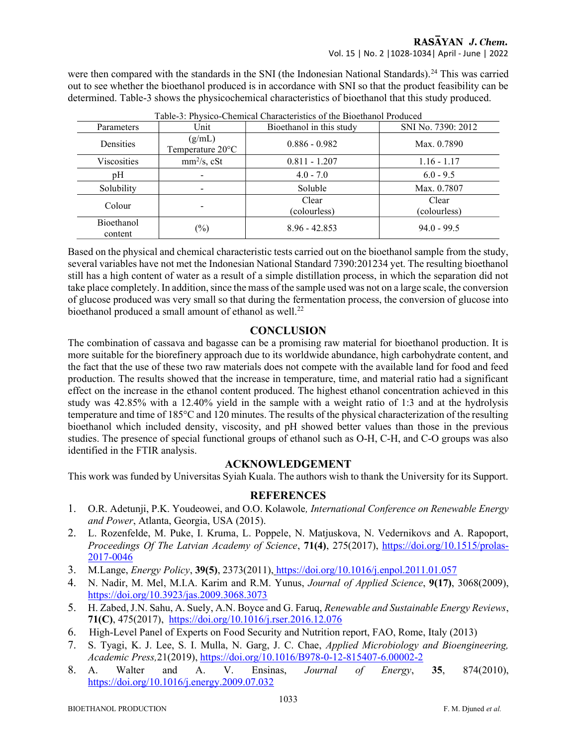were then compared with the standards in the SNI (the Indonesian National Standards).[24] This was carried out to see whether the bioethanol produced is in accordance with SNI so that the product feasibility can be determined. Table-3 shows the physicochemical characteristics of bioethanol that this study produced.

Table-3: Physico-Chemical Characteristics of the Bioethanol Produced

| Parameters | Unit | Bioethanol in this study | SNI No. 7390: 2012 |
|---|---|---|---|
| Densities | (g/mL) Temperature 20°C | 0.886 - 0.982 | Max. 0.7890 |
| Viscosities | $mm^2/s$, cSt | 0.811 - 1.207 | 1.16 - 1.17 |
| pH | - | 4.0 - 7.0 | 6.0 - 9.5 |
| Solubility | - | Soluble | Max. 0.7807 |
| Colour | - | Clear (colourless) | Clear (colourless) |
| Bioethanol content | (%) | 8.96 - 42.853 | 94.0 - 99.5 |

Based on the physical and chemical characteristic tests carried out on the bioethanol sample from the study, several variables have not met the Indonesian National Standard 7390:201234 yet. The resulting bioethanol still has a high content of water as a result of a simple distillation process, in which the separation did not take place completely. In addition, since the mass of the sample used was not on a large scale, the conversion of glucose produced was very small so that during the fermentation process, the conversion of glucose into bioethanol produced a small amount of ethanol as well.[22]

## CONCLUSION

The combination of cassava and bagasse can be a promising raw material for bioethanol production. It is more suitable for the biorefinery approach due to its worldwide abundance, high carbohydrate content, and the fact that the use of these two raw materials does not compete with the available land for food and feed production. The results showed that the increase in temperature, time, and material ratio had a significant effect on the increase in the ethanol content produced. The highest ethanol concentration achieved in this study was 42.85% with a 12.40% yield in the sample with a weight ratio of 1:3 and at the hydrolysis temperature and time of 185°C and 120 minutes. The results of the physical characterization of the resulting bioethanol which included density, viscosity, and pH showed better values than those in the previous studies. The presence of special functional groups of ethanol such as O-H, C-H, and C-O groups was also identified in the FTIR analysis.

## ACKNOWLEDGEMENT

This work was funded by Universitas Syiah Kuala. The authors wish to thank the University for its Support.

## REFERENCES

1. O.R. Adetunji, P.K. Youdeowei, and O.O. Kolawole*, International Conference on Renewable Energy and Power*, Atlanta, Georgia, USA (2015).
2. L. Rozenfelde, M. Puke, I. Kruma, L. Poppele, N. Matjuskova, N. Vedernikovs and A. Rapoport, *Proceedings Of The Latvian Academy of Science*, **71(4)**, 275(2017), https://doi.org/10.1515/prolas-2017-0046
3. M.Lange, *Energy Policy*, **39(5)**, 2373(2011), https://doi.org/10.1016/j.enpol.2011.01.057
4. N. Nadir, M. Mel, M.I.A. Karim and R.M. Yunus, *Journal of Applied Science*, **9(17)**, 3068(2009), https://doi.org/10.3923/jas.2009.3068.3073
5. H. Zabed, J.N. Sahu, A. Suely, A.N. Boyce and G. Faruq, *Renewable and Sustainable Energy Reviews*, **71(C)**, 475(2017), https://doi.org/10.1016/j.rser.2016.12.076
6. High-Level Panel of Experts on Food Security and Nutrition report, FAO, Rome, Italy (2013)
7. S. Tyagi, K. J. Lee, S. I. Mulla, N. Garg, J. C. Chae, *Applied Microbiology and Bioengineering, Academic Press,*21(2019), https://doi.org/10.1016/B978-0-12-815407-6.00002-2
8. A. Walter and A. V. Ensinas, *Journal of Energy*, **35**, 874(2010), https://doi.org/10.1016/j.energy.2009.07.032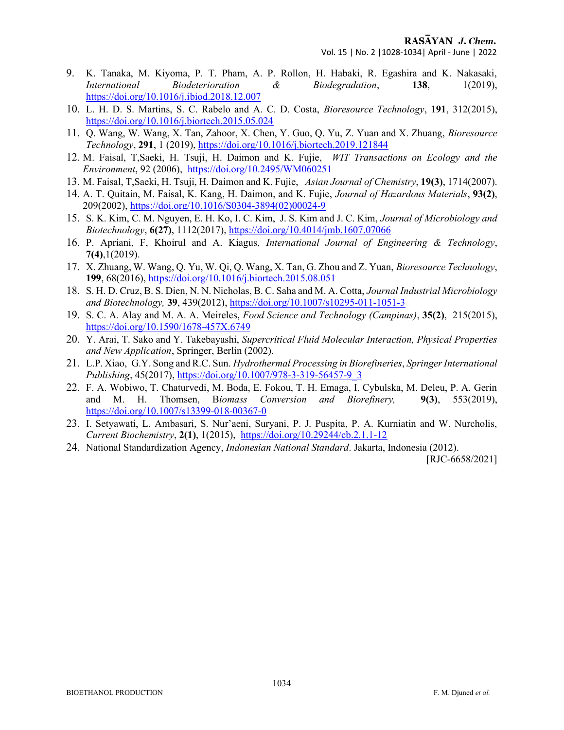9. K. Tanaka, M. Kiyoma, P. T. Pham, A. P. Rollon, H. Habaki, R. Egashira and K. Nakasaki, *International Biodeterioration & Biodegradation*, **138**, 1(2019), https://doi.org/10.1016/j.ibiod.2018.12.007
10. L. H. D. S. Martins, S. C. Rabelo and A. C. D. Costa, *Bioresource Technology*, **191**, 312(2015), https://doi.org/10.1016/j.biortech.2015.05.024
11. Q. Wang, W. Wang, X. Tan, Zahoor, X. Chen, Y. Guo, Q. Yu, Z. Yuan and X. Zhuang, *Bioresource Technology*, **291**, 1 (2019), https://doi.org/10.1016/j.biortech.2019.121844
12. M. Faisal, T,Saeki, H. Tsuji, H. Daimon and K. Fujie, *WIT Transactions on Ecology and the Environment*, 92 (2006), https://doi.org/10.2495/WM060251
13. M. Faisal, T,Saeki, H. Tsuji, H. Daimon and K. Fujie, *Asian Journal of Chemistry*, **19(3)**, 1714(2007).
14. A. T. Quitain, M. Faisal, K. Kang, H. Daimon, and K. Fujie, *Journal of Hazardous Materials*, **93(2)**, 209(2002), https://doi.org/10.1016/S0304-3894(02)00024-9
15. S. K. Kim, C. M. Nguyen, E. H. Ko, I. C. Kim, J. S. Kim and J. C. Kim, *Journal of Microbiology and Biotechnology*, **6(27)**, 1112(2017), https://doi.org/10.4014/jmb.1607.07066
16. P. Apriani, F, Khoirul and A. Kiagus, *International Journal of Engineering & Technology*, **7(4)**,1(2019).
17. X. Zhuang, W. Wang, Q. Yu, W. Qi, Q. Wang, X. Tan, G. Zhou and Z. Yuan, *Bioresource Technology*, **199**, 68(2016), https://doi.org/10.1016/j.biortech.2015.08.051
18. S. H. D. Cruz, B. S. Dien, N. N. Nicholas, B. C. Saha and M. A. Cotta, *Journal Industrial Microbiology and Biotechnology,* **39**, 439(2012), https://doi.org/10.1007/s10295-011-1051-3
19. S. C. A. Alay and M. A. A. Meireles, *Food Science and Technology (Campinas)*, **35(2)**, 215(2015), https://doi.org/10.1590/1678-457X.6749
20. Y. Arai, T. Sako and Y. Takebayashi, *Supercritical Fluid Molecular Interaction, Physical Properties and New Application*, Springer, Berlin (2002).
21. L.P. Xiao, G.Y. Song and R.C. Sun. *Hydrothermal Processing in Biorefineries*, *Springer International Publishing*, 45(2017), https://doi.org/10.1007/978-3-319-56457-9_3
22. F. A. Wobiwo, T. Chaturvedi, M. Boda, E. Fokou, T. H. Emaga, I. Cybulska, M. Deleu, P. A. Gerin and M. H. Thomsen, B*iomass Conversion and Biorefinery,* **9(3)**, 553(2019), https://doi.org/10.1007/s13399-018-00367-0
23. I. Setyawati, L. Ambasari, S. Nur'aeni, Suryani, P. J. Puspita, P. A. Kurniatin and W. Nurcholis, *Current Biochemistry*, **2(1)**, 1(2015), https://doi.org/10.29244/cb.2.1.1-12
24. National Standardization Agency, *Indonesian National Standard*. Jakarta, Indonesia (2012).

[RJC-6658/2021]